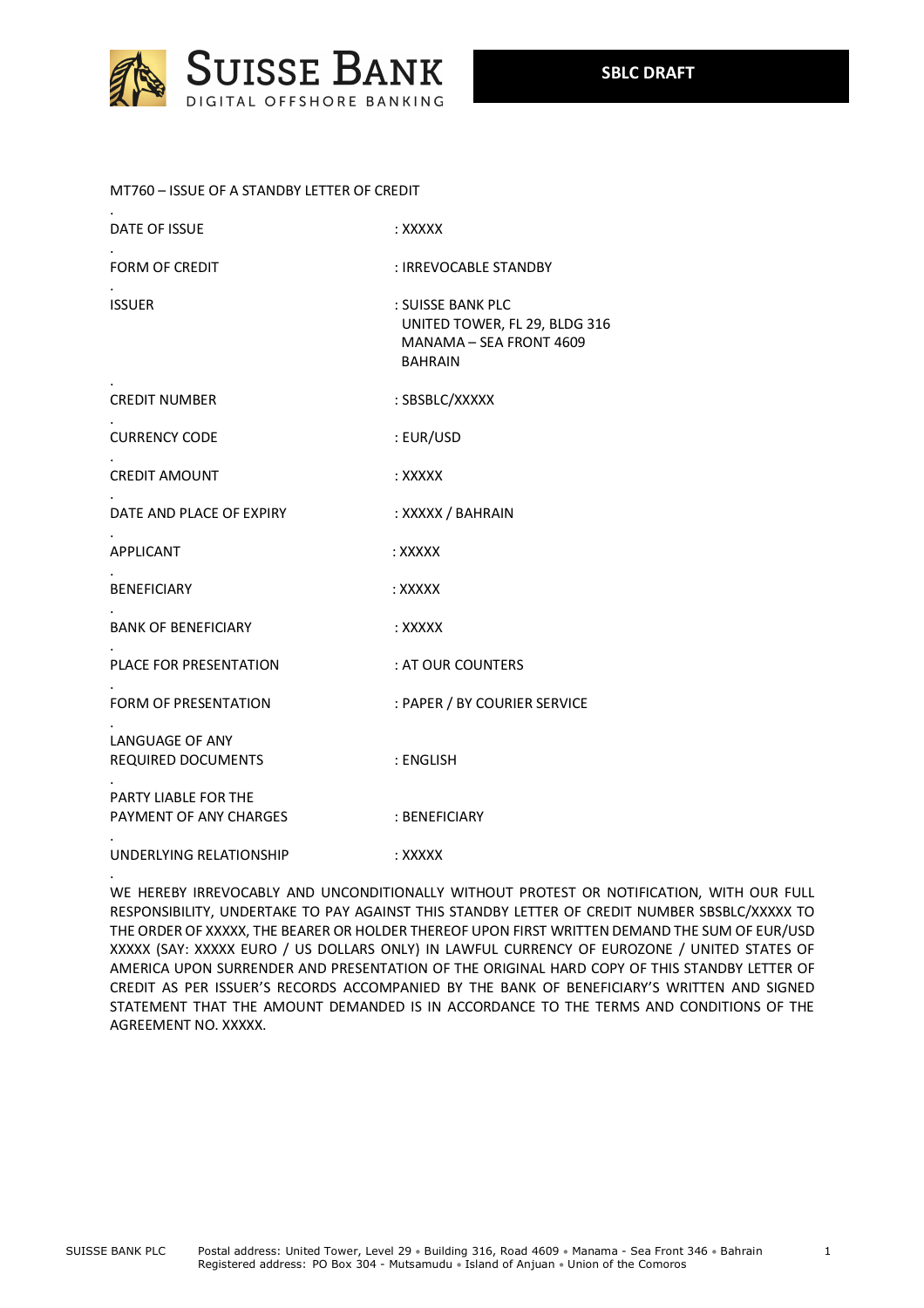SUISSE BANK
DIGITAL OFFSHORE BANKING

**SBLC DRAFT**

MT760 – ISSUE OF A STANDBY LETTER OF CREDIT

| | |
|---|---|
| DATE OF ISSUE | : XXXXX |
| FORM OF CREDIT | : IRREVOCABLE STANDBY |
| ISSUER | : SUISSE BANK PLC<br>UNITED TOWER, FL 29, BLDG 316<br>MANAMA – SEA FRONT 4609<br>BAHRAIN |
| CREDIT NUMBER | : SBSBLC/XXXXX |
| CURRENCY CODE | : EUR/USD |
| CREDIT AMOUNT | : XXXXX |
| DATE AND PLACE OF EXPIRY | : XXXXX / BAHRAIN |
| APPLICANT | : XXXXX |
| BENEFICIARY | : XXXXX |
| BANK OF BENEFICIARY | : XXXXX |
| PLACE FOR PRESENTATION | : AT OUR COUNTERS |
| FORM OF PRESENTATION | : PAPER / BY COURIER SERVICE |
| LANGUAGE OF ANY REQUIRED DOCUMENTS | : ENGLISH |
| PARTY LIABLE FOR THE PAYMENT OF ANY CHARGES | : BENEFICIARY |
| UNDERLYING RELATIONSHIP | : XXXXX |

WE HEREBY IRREVOCABLY AND UNCONDITIONALLY WITHOUT PROTEST OR NOTIFICATION, WITH OUR FULL RESPONSIBILITY, UNDERTAKE TO PAY AGAINST THIS STANDBY LETTER OF CREDIT NUMBER SBSBLC/XXXXX TO THE ORDER OF XXXXX, THE BEARER OR HOLDER THEREOF UPON FIRST WRITTEN DEMAND THE SUM OF EUR/USD XXXXX (SAY: XXXXX EURO / US DOLLARS ONLY) IN LAWFUL CURRENCY OF EUROZONE / UNITED STATES OF AMERICA UPON SURRENDER AND PRESENTATION OF THE ORIGINAL HARD COPY OF THIS STANDBY LETTER OF CREDIT AS PER ISSUER'S RECORDS ACCOMPANIED BY THE BANK OF BENEFICIARY'S WRITTEN AND SIGNED STATEMENT THAT THE AMOUNT DEMANDED IS IN ACCORDANCE TO THE TERMS AND CONDITIONS OF THE AGREEMENT NO. XXXXX.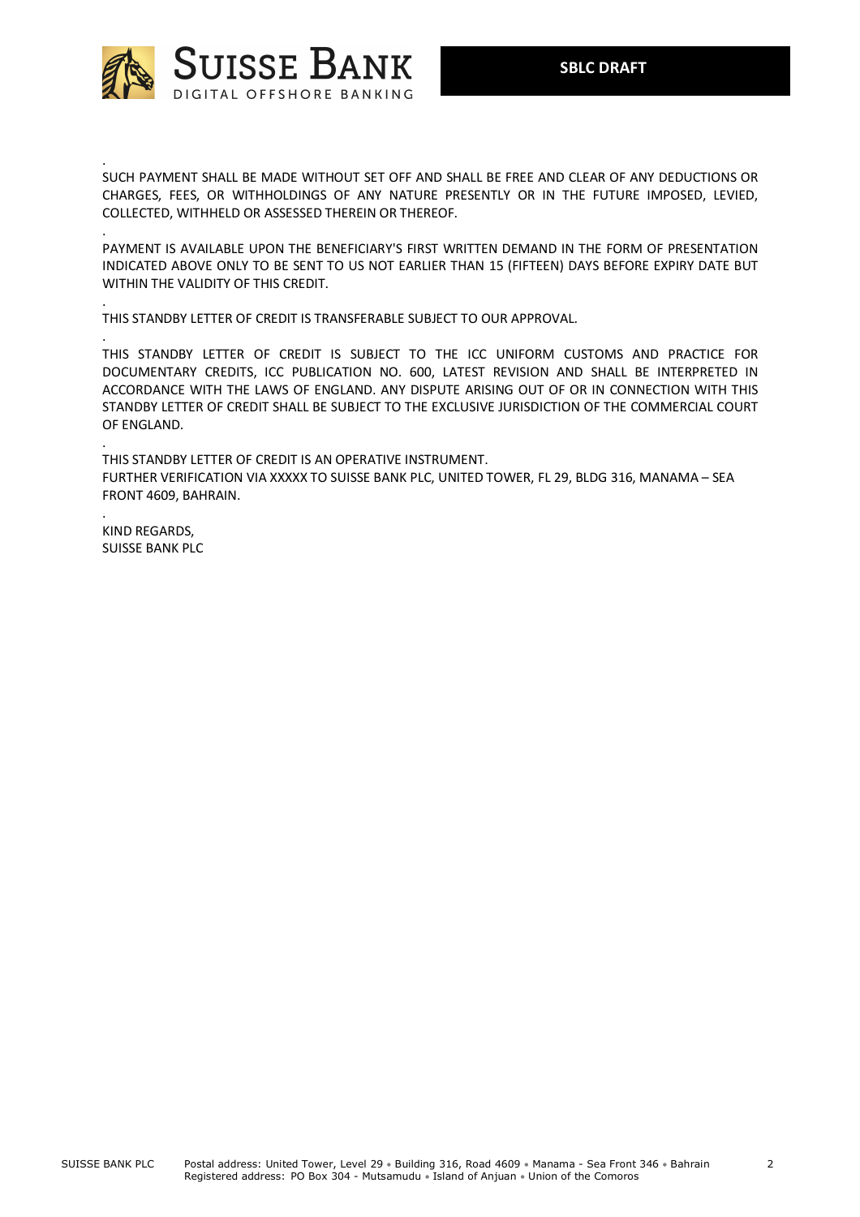.

SUCH PAYMENT SHALL BE MADE WITHOUT SET OFF AND SHALL BE FREE AND CLEAR OF ANY DEDUCTIONS OR CHARGES, FEES, OR WITHHOLDINGS OF ANY NATURE PRESENTLY OR IN THE FUTURE IMPOSED, LEVIED, COLLECTED, WITHHELD OR ASSESSED THEREIN OR THEREOF.

.

PAYMENT IS AVAILABLE UPON THE BENEFICIARY'S FIRST WRITTEN DEMAND IN THE FORM OF PRESENTATION INDICATED ABOVE ONLY TO BE SENT TO US NOT EARLIER THAN 15 (FIFTEEN) DAYS BEFORE EXPIRY DATE BUT WITHIN THE VALIDITY OF THIS CREDIT.

.

THIS STANDBY LETTER OF CREDIT IS TRANSFERABLE SUBJECT TO OUR APPROVAL.

.

THIS STANDBY LETTER OF CREDIT IS SUBJECT TO THE ICC UNIFORM CUSTOMS AND PRACTICE FOR DOCUMENTARY CREDITS, ICC PUBLICATION NO. 600, LATEST REVISION AND SHALL BE INTERPRETED IN ACCORDANCE WITH THE LAWS OF ENGLAND. ANY DISPUTE ARISING OUT OF OR IN CONNECTION WITH THIS STANDBY LETTER OF CREDIT SHALL BE SUBJECT TO THE EXCLUSIVE JURISDICTION OF THE COMMERCIAL COURT OF ENGLAND.

.

THIS STANDBY LETTER OF CREDIT IS AN OPERATIVE INSTRUMENT.
FURTHER VERIFICATION VIA XXXXX TO SUISSE BANK PLC, UNITED TOWER, FL 29, BLDG 316, MANAMA – SEA FRONT 4609, BAHRAIN.

.

KIND REGARDS,
SUISSE BANK PLC